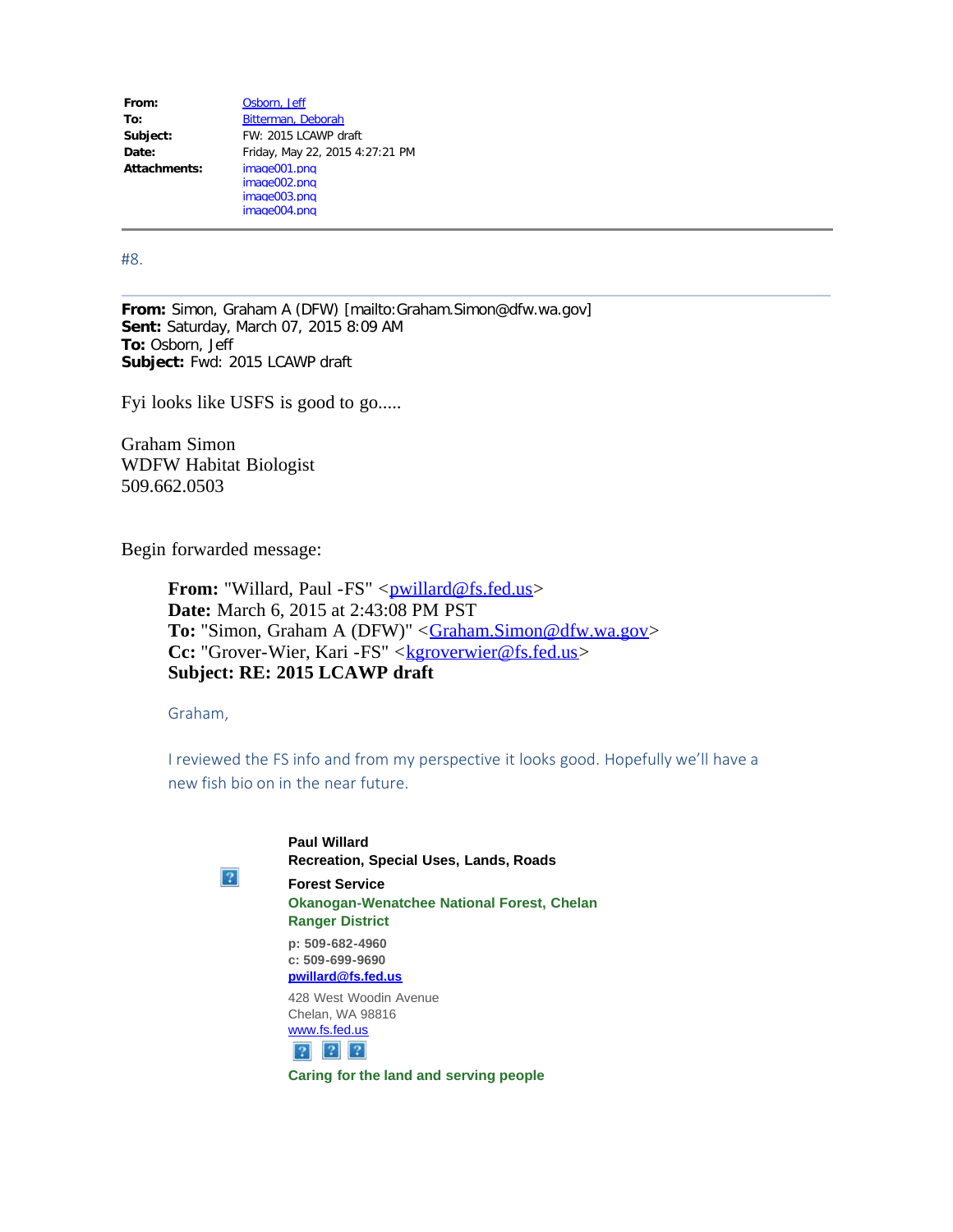| | |
|---|---|
| **From:** | Osborn, Jeff |
| **To:** | Bitterman, Deborah |
| **Subject:** | FW: 2015 LCAWP draft |
| **Date:** | Friday, May 22, 2015 4:27:21 PM |
| **Attachments:** | image001.png<br>image002.png<br>image003.png<br>image004.png |

---

#8.

---

**From:** Simon, Graham A (DFW) [mailto:Graham.Simon@dfw.wa.gov]
**Sent:** Saturday, March 07, 2015 8:09 AM
**To:** Osborn, Jeff
**Subject:** Fwd: 2015 LCAWP draft

Fyi looks like USFS is good to go.....

Graham Simon
WDFW Habitat Biologist
509.662.0503

Begin forwarded message:

> **From:** "Willard, Paul -FS" <pwillard@fs.fed.us>
> **Date:** March 6, 2015 at 2:43:08 PM PST
> **To:** "Simon, Graham A (DFW)" <Graham.Simon@dfw.wa.gov>
> **Cc:** "Grover-Wier, Kari -FS" <kgroverwier@fs.fed.us>
> **Subject: RE: 2015 LCAWP draft**
>
> Graham,
>
> I reviewed the FS info and from my perspective it looks good. Hopefully we'll have a new fish bio on in the near future.
>
> **Paul Willard**
> **Recreation, Special Uses, Lands, Roads**
>
> **Forest Service**
> **Okanogan-Wenatchee National Forest, Chelan Ranger District**
>
> **p: 509-682-4960**
> **c: 509-699-9690**
> **pwillard@fs.fed.us**
>
> 428 West Woodin Avenue
> Chelan, WA 98816
> www.fs.fed.us
>
> **Caring for the land and serving people**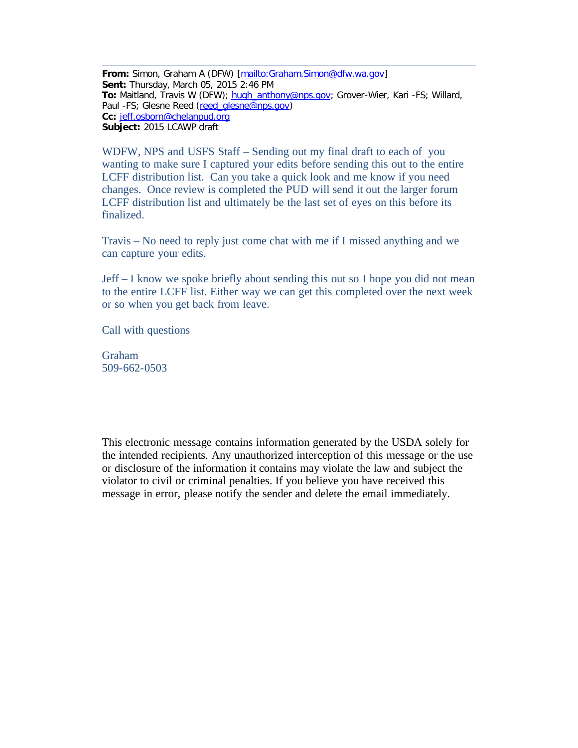**From:** Simon, Graham A (DFW) [mailto:Graham.Simon@dfw.wa.gov]
**Sent:** Thursday, March 05, 2015 2:46 PM
**To:** Maitland, Travis W (DFW); hugh_anthony@nps.gov; Grover-Wier, Kari -FS; Willard, Paul -FS; Glesne Reed (reed_glesne@nps.gov)
**Cc:** jeff.osborn@chelanpud.org
**Subject:** 2015 LCAWP draft

WDFW, NPS and USFS Staff – Sending out my final draft to each of you wanting to make sure I captured your edits before sending this out to the entire LCFF distribution list. Can you take a quick look and me know if you need changes. Once review is completed the PUD will send it out the larger forum LCFF distribution list and ultimately be the last set of eyes on this before its finalized.

Travis – No need to reply just come chat with me if I missed anything and we can capture your edits.

Jeff – I know we spoke briefly about sending this out so I hope you did not mean to the entire LCFF list. Either way we can get this completed over the next week or so when you get back from leave.

Call with questions

Graham
509-662-0503

This electronic message contains information generated by the USDA solely for the intended recipients. Any unauthorized interception of this message or the use or disclosure of the information it contains may violate the law and subject the violator to civil or criminal penalties. If you believe you have received this message in error, please notify the sender and delete the email immediately.